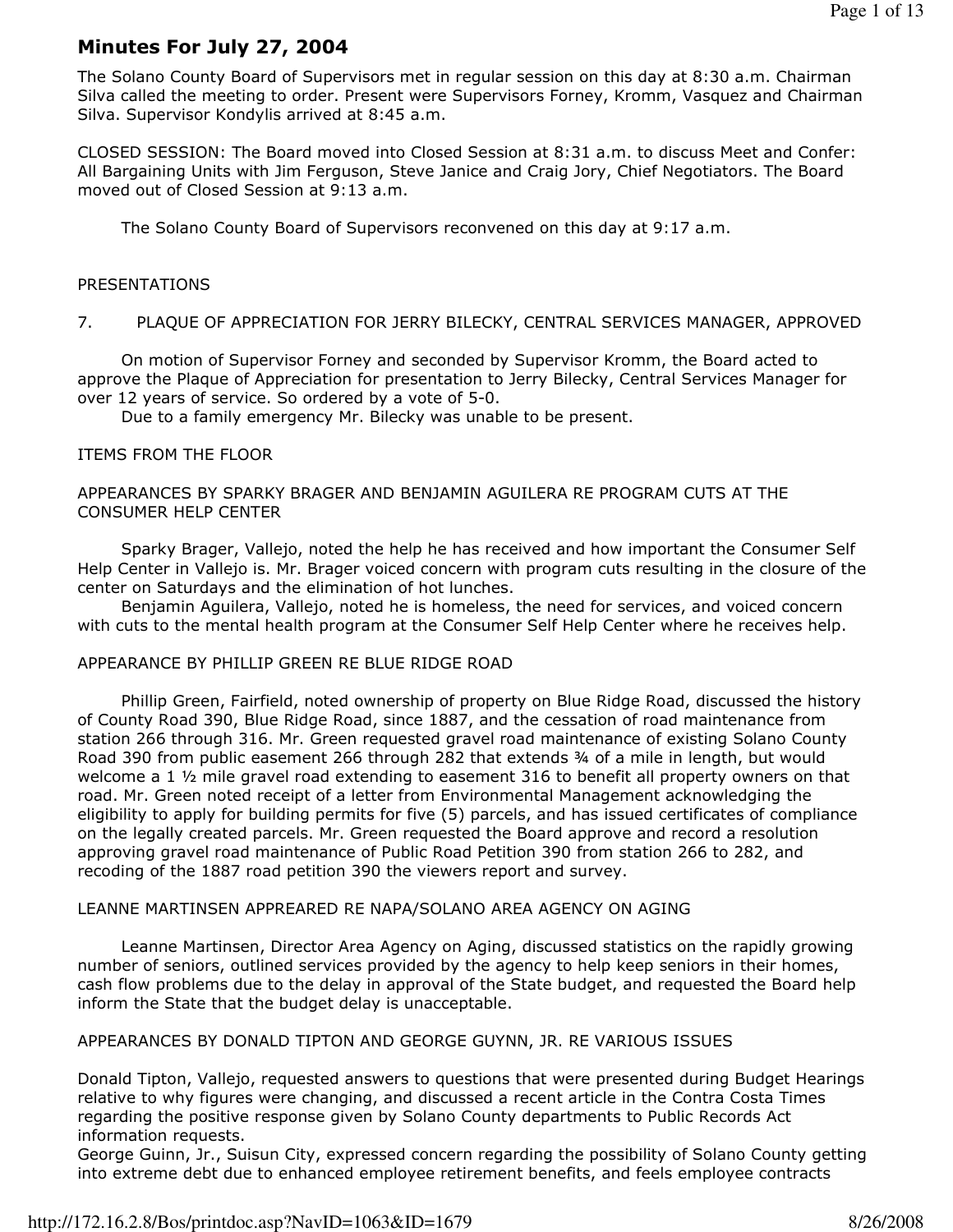# Minutes For July 27, 2004

The Solano County Board of Supervisors met in regular session on this day at 8:30 a.m. Chairman Silva called the meeting to order. Present were Supervisors Forney, Kromm, Vasquez and Chairman Silva. Supervisor Kondylis arrived at 8:45 a.m.

CLOSED SESSION: The Board moved into Closed Session at 8:31 a.m. to discuss Meet and Confer: All Bargaining Units with Jim Ferguson, Steve Janice and Craig Jory, Chief Negotiators. The Board moved out of Closed Session at 9:13 a.m.

The Solano County Board of Supervisors reconvened on this day at 9:17 a.m.

PRESENTATIONS

7. PLAQUE OF APPRECIATION FOR JERRY BILECKY, CENTRAL SERVICES MANAGER, APPROVED

On motion of Supervisor Forney and seconded by Supervisor Kromm, the Board acted to approve the Plaque of Appreciation for presentation to Jerry Bilecky, Central Services Manager for over 12 years of service. So ordered by a vote of 5-0.

Due to a family emergency Mr. Bilecky was unable to be present.

ITEMS FROM THE FLOOR

APPEARANCES BY SPARKY BRAGER AND BENJAMIN AGUILERA RE PROGRAM CUTS AT THE CONSUMER HELP CENTER

Sparky Brager, Vallejo, noted the help he has received and how important the Consumer Self Help Center in Vallejo is. Mr. Brager voiced concern with program cuts resulting in the closure of the center on Saturdays and the elimination of hot lunches.

Benjamin Aguilera, Vallejo, noted he is homeless, the need for services, and voiced concern with cuts to the mental health program at the Consumer Self Help Center where he receives help.

APPEARANCE BY PHILLIP GREEN RE BLUE RIDGE ROAD

Phillip Green, Fairfield, noted ownership of property on Blue Ridge Road, discussed the history of County Road 390, Blue Ridge Road, since 1887, and the cessation of road maintenance from station 266 through 316. Mr. Green requested gravel road maintenance of existing Solano County Road 390 from public easement 266 through 282 that extends ¾ of a mile in length, but would welcome a 1 ½ mile gravel road extending to easement 316 to benefit all property owners on that road. Mr. Green noted receipt of a letter from Environmental Management acknowledging the eligibility to apply for building permits for five (5) parcels, and has issued certificates of compliance on the legally created parcels. Mr. Green requested the Board approve and record a resolution approving gravel road maintenance of Public Road Petition 390 from station 266 to 282, and recoding of the 1887 road petition 390 the viewers report and survey.

LEANNE MARTINSEN APPREARED RE NAPA/SOLANO AREA AGENCY ON AGING

Leanne Martinsen, Director Area Agency on Aging, discussed statistics on the rapidly growing number of seniors, outlined services provided by the agency to help keep seniors in their homes, cash flow problems due to the delay in approval of the State budget, and requested the Board help inform the State that the budget delay is unacceptable.

APPEARANCES BY DONALD TIPTON AND GEORGE GUYNN, JR. RE VARIOUS ISSUES

Donald Tipton, Vallejo, requested answers to questions that were presented during Budget Hearings relative to why figures were changing, and discussed a recent article in the Contra Costa Times regarding the positive response given by Solano County departments to Public Records Act information requests.

George Guinn, Jr., Suisun City, expressed concern regarding the possibility of Solano County getting into extreme debt due to enhanced employee retirement benefits, and feels employee contracts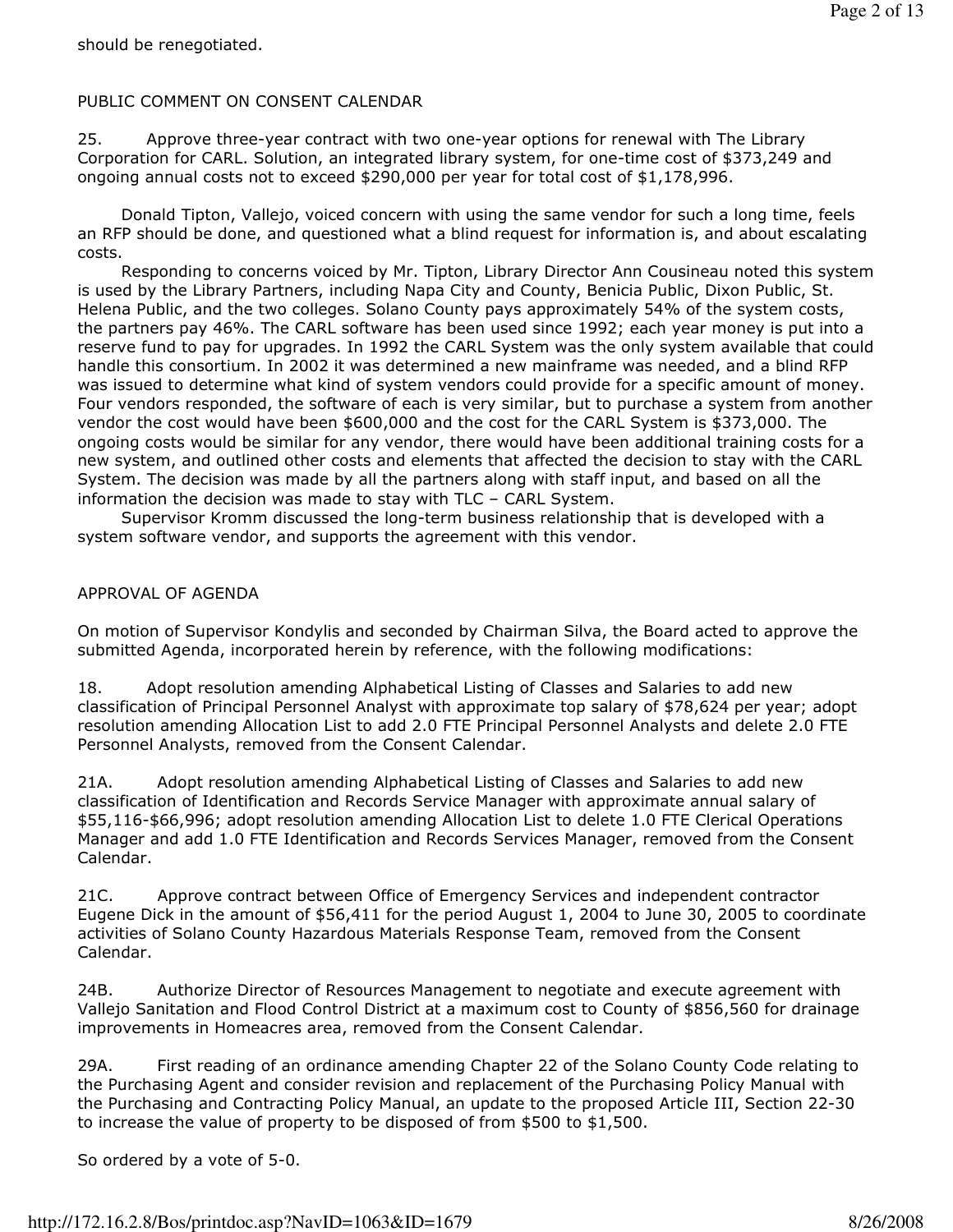should be renegotiated.

PUBLIC COMMENT ON CONSENT CALENDAR

25. Approve three-year contract with two one-year options for renewal with The Library Corporation for CARL. Solution, an integrated library system, for one-time cost of $373,249 and ongoing annual costs not to exceed $290,000 per year for total cost of $1,178,996.

Donald Tipton, Vallejo, voiced concern with using the same vendor for such a long time, feels an RFP should be done, and questioned what a blind request for information is, and about escalating costs.

Responding to concerns voiced by Mr. Tipton, Library Director Ann Cousineau noted this system is used by the Library Partners, including Napa City and County, Benicia Public, Dixon Public, St. Helena Public, and the two colleges. Solano County pays approximately 54% of the system costs, the partners pay 46%. The CARL software has been used since 1992; each year money is put into a reserve fund to pay for upgrades. In 1992 the CARL System was the only system available that could handle this consortium. In 2002 it was determined a new mainframe was needed, and a blind RFP was issued to determine what kind of system vendors could provide for a specific amount of money. Four vendors responded, the software of each is very similar, but to purchase a system from another vendor the cost would have been $600,000 and the cost for the CARL System is $373,000. The ongoing costs would be similar for any vendor, there would have been additional training costs for a new system, and outlined other costs and elements that affected the decision to stay with the CARL System. The decision was made by all the partners along with staff input, and based on all the information the decision was made to stay with TLC – CARL System.

Supervisor Kromm discussed the long-term business relationship that is developed with a system software vendor, and supports the agreement with this vendor.

APPROVAL OF AGENDA

On motion of Supervisor Kondylis and seconded by Chairman Silva, the Board acted to approve the submitted Agenda, incorporated herein by reference, with the following modifications:

18. Adopt resolution amending Alphabetical Listing of Classes and Salaries to add new classification of Principal Personnel Analyst with approximate top salary of $78,624 per year; adopt resolution amending Allocation List to add 2.0 FTE Principal Personnel Analysts and delete 2.0 FTE Personnel Analysts, removed from the Consent Calendar.

21A. Adopt resolution amending Alphabetical Listing of Classes and Salaries to add new classification of Identification and Records Service Manager with approximate annual salary of $55,116-$66,996; adopt resolution amending Allocation List to delete 1.0 FTE Clerical Operations Manager and add 1.0 FTE Identification and Records Services Manager, removed from the Consent Calendar.

21C. Approve contract between Office of Emergency Services and independent contractor Eugene Dick in the amount of $56,411 for the period August 1, 2004 to June 30, 2005 to coordinate activities of Solano County Hazardous Materials Response Team, removed from the Consent Calendar.

24B. Authorize Director of Resources Management to negotiate and execute agreement with Vallejo Sanitation and Flood Control District at a maximum cost to County of $856,560 for drainage improvements in Homeacres area, removed from the Consent Calendar.

29A. First reading of an ordinance amending Chapter 22 of the Solano County Code relating to the Purchasing Agent and consider revision and replacement of the Purchasing Policy Manual with the Purchasing and Contracting Policy Manual, an update to the proposed Article III, Section 22-30 to increase the value of property to be disposed of from $500 to $1,500.

So ordered by a vote of 5-0.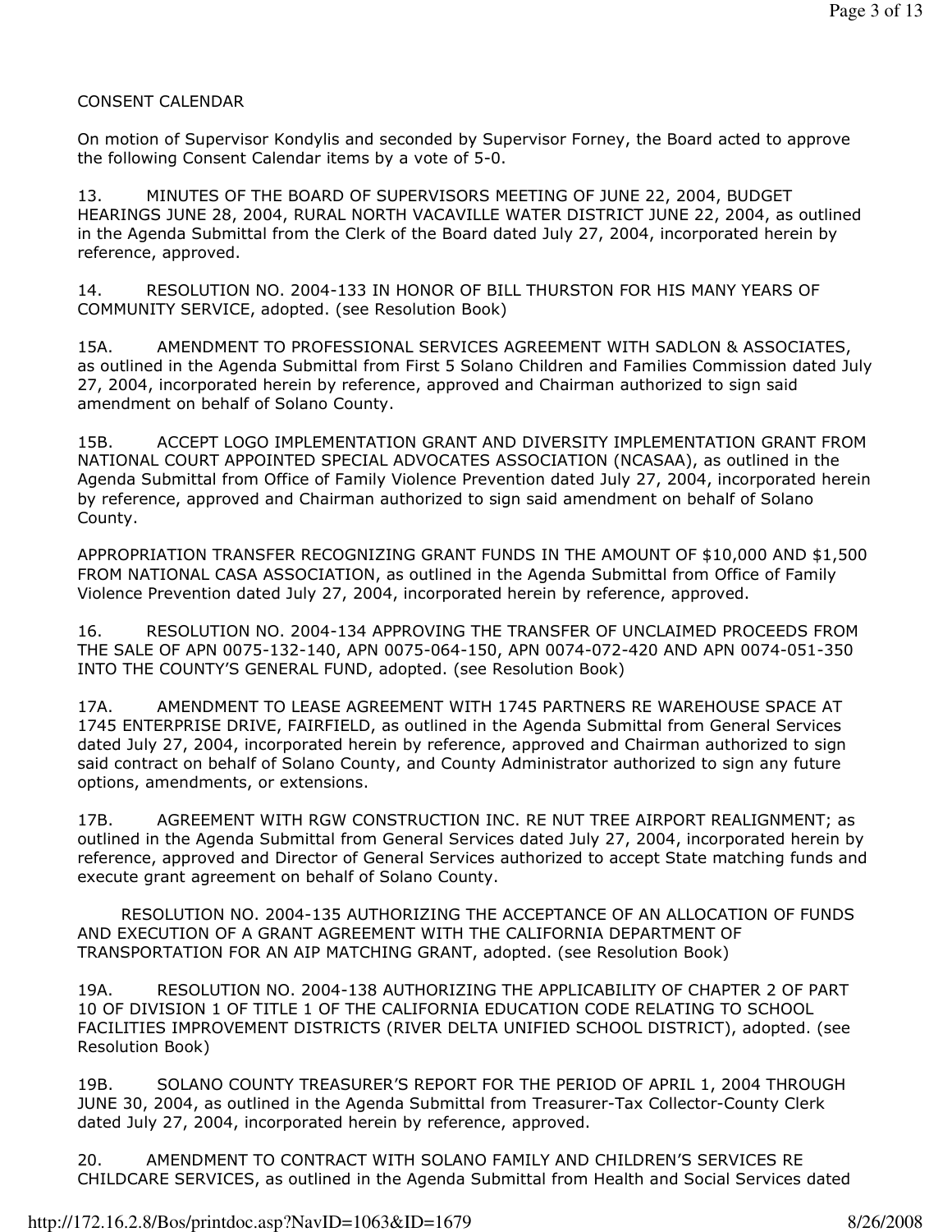CONSENT CALENDAR

On motion of Supervisor Kondylis and seconded by Supervisor Forney, the Board acted to approve the following Consent Calendar items by a vote of 5-0.

13. MINUTES OF THE BOARD OF SUPERVISORS MEETING OF JUNE 22, 2004, BUDGET HEARINGS JUNE 28, 2004, RURAL NORTH VACAVILLE WATER DISTRICT JUNE 22, 2004, as outlined in the Agenda Submittal from the Clerk of the Board dated July 27, 2004, incorporated herein by reference, approved.

14. RESOLUTION NO. 2004-133 IN HONOR OF BILL THURSTON FOR HIS MANY YEARS OF COMMUNITY SERVICE, adopted. (see Resolution Book)

15A. AMENDMENT TO PROFESSIONAL SERVICES AGREEMENT WITH SADLON & ASSOCIATES, as outlined in the Agenda Submittal from First 5 Solano Children and Families Commission dated July 27, 2004, incorporated herein by reference, approved and Chairman authorized to sign said amendment on behalf of Solano County.

15B. ACCEPT LOGO IMPLEMENTATION GRANT AND DIVERSITY IMPLEMENTATION GRANT FROM NATIONAL COURT APPOINTED SPECIAL ADVOCATES ASSOCIATION (NCASAA), as outlined in the Agenda Submittal from Office of Family Violence Prevention dated July 27, 2004, incorporated herein by reference, approved and Chairman authorized to sign said amendment on behalf of Solano County.

APPROPRIATION TRANSFER RECOGNIZING GRANT FUNDS IN THE AMOUNT OF $10,000 AND $1,500 FROM NATIONAL CASA ASSOCIATION, as outlined in the Agenda Submittal from Office of Family Violence Prevention dated July 27, 2004, incorporated herein by reference, approved.

16. RESOLUTION NO. 2004-134 APPROVING THE TRANSFER OF UNCLAIMED PROCEEDS FROM THE SALE OF APN 0075-132-140, APN 0075-064-150, APN 0074-072-420 AND APN 0074-051-350 INTO THE COUNTY'S GENERAL FUND, adopted. (see Resolution Book)

17A. AMENDMENT TO LEASE AGREEMENT WITH 1745 PARTNERS RE WAREHOUSE SPACE AT 1745 ENTERPRISE DRIVE, FAIRFIELD, as outlined in the Agenda Submittal from General Services dated July 27, 2004, incorporated herein by reference, approved and Chairman authorized to sign said contract on behalf of Solano County, and County Administrator authorized to sign any future options, amendments, or extensions.

17B. AGREEMENT WITH RGW CONSTRUCTION INC. RE NUT TREE AIRPORT REALIGNMENT; as outlined in the Agenda Submittal from General Services dated July 27, 2004, incorporated herein by reference, approved and Director of General Services authorized to accept State matching funds and execute grant agreement on behalf of Solano County.

RESOLUTION NO. 2004-135 AUTHORIZING THE ACCEPTANCE OF AN ALLOCATION OF FUNDS AND EXECUTION OF A GRANT AGREEMENT WITH THE CALIFORNIA DEPARTMENT OF TRANSPORTATION FOR AN AIP MATCHING GRANT, adopted. (see Resolution Book)

19A. RESOLUTION NO. 2004-138 AUTHORIZING THE APPLICABILITY OF CHAPTER 2 OF PART 10 OF DIVISION 1 OF TITLE 1 OF THE CALIFORNIA EDUCATION CODE RELATING TO SCHOOL FACILITIES IMPROVEMENT DISTRICTS (RIVER DELTA UNIFIED SCHOOL DISTRICT), adopted. (see Resolution Book)

19B. SOLANO COUNTY TREASURER'S REPORT FOR THE PERIOD OF APRIL 1, 2004 THROUGH JUNE 30, 2004, as outlined in the Agenda Submittal from Treasurer-Tax Collector-County Clerk dated July 27, 2004, incorporated herein by reference, approved.

20. AMENDMENT TO CONTRACT WITH SOLANO FAMILY AND CHILDREN'S SERVICES RE CHILDCARE SERVICES, as outlined in the Agenda Submittal from Health and Social Services dated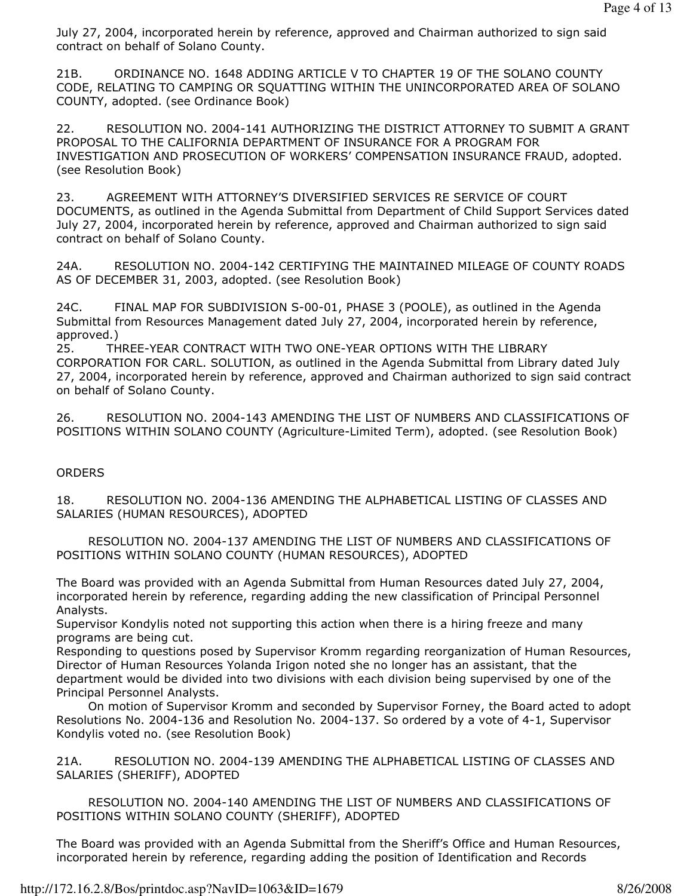July 27, 2004, incorporated herein by reference, approved and Chairman authorized to sign said contract on behalf of Solano County.

21B. ORDINANCE NO. 1648 ADDING ARTICLE V TO CHAPTER 19 OF THE SOLANO COUNTY CODE, RELATING TO CAMPING OR SQUATTING WITHIN THE UNINCORPORATED AREA OF SOLANO COUNTY, adopted. (see Ordinance Book)

22. RESOLUTION NO. 2004-141 AUTHORIZING THE DISTRICT ATTORNEY TO SUBMIT A GRANT PROPOSAL TO THE CALIFORNIA DEPARTMENT OF INSURANCE FOR A PROGRAM FOR INVESTIGATION AND PROSECUTION OF WORKERS' COMPENSATION INSURANCE FRAUD, adopted. (see Resolution Book)

23. AGREEMENT WITH ATTORNEY'S DIVERSIFIED SERVICES RE SERVICE OF COURT DOCUMENTS, as outlined in the Agenda Submittal from Department of Child Support Services dated July 27, 2004, incorporated herein by reference, approved and Chairman authorized to sign said contract on behalf of Solano County.

24A. RESOLUTION NO. 2004-142 CERTIFYING THE MAINTAINED MILEAGE OF COUNTY ROADS AS OF DECEMBER 31, 2003, adopted. (see Resolution Book)

24C. FINAL MAP FOR SUBDIVISION S-00-01, PHASE 3 (POOLE), as outlined in the Agenda Submittal from Resources Management dated July 27, 2004, incorporated herein by reference, approved.)

25. THREE-YEAR CONTRACT WITH TWO ONE-YEAR OPTIONS WITH THE LIBRARY CORPORATION FOR CARL. SOLUTION, as outlined in the Agenda Submittal from Library dated July 27, 2004, incorporated herein by reference, approved and Chairman authorized to sign said contract on behalf of Solano County.

26. RESOLUTION NO. 2004-143 AMENDING THE LIST OF NUMBERS AND CLASSIFICATIONS OF POSITIONS WITHIN SOLANO COUNTY (Agriculture-Limited Term), adopted. (see Resolution Book)

## ORDERS

18. RESOLUTION NO. 2004-136 AMENDING THE ALPHABETICAL LISTING OF CLASSES AND SALARIES (HUMAN RESOURCES), ADOPTED

RESOLUTION NO. 2004-137 AMENDING THE LIST OF NUMBERS AND CLASSIFICATIONS OF POSITIONS WITHIN SOLANO COUNTY (HUMAN RESOURCES), ADOPTED

The Board was provided with an Agenda Submittal from Human Resources dated July 27, 2004, incorporated herein by reference, regarding adding the new classification of Principal Personnel Analysts.

Supervisor Kondylis noted not supporting this action when there is a hiring freeze and many programs are being cut.

Responding to questions posed by Supervisor Kromm regarding reorganization of Human Resources, Director of Human Resources Yolanda Irigon noted she no longer has an assistant, that the department would be divided into two divisions with each division being supervised by one of the Principal Personnel Analysts.

On motion of Supervisor Kromm and seconded by Supervisor Forney, the Board acted to adopt Resolutions No. 2004-136 and Resolution No. 2004-137. So ordered by a vote of 4-1, Supervisor Kondylis voted no. (see Resolution Book)

21A. RESOLUTION NO. 2004-139 AMENDING THE ALPHABETICAL LISTING OF CLASSES AND SALARIES (SHERIFF), ADOPTED

RESOLUTION NO. 2004-140 AMENDING THE LIST OF NUMBERS AND CLASSIFICATIONS OF POSITIONS WITHIN SOLANO COUNTY (SHERIFF), ADOPTED

The Board was provided with an Agenda Submittal from the Sheriff's Office and Human Resources, incorporated herein by reference, regarding adding the position of Identification and Records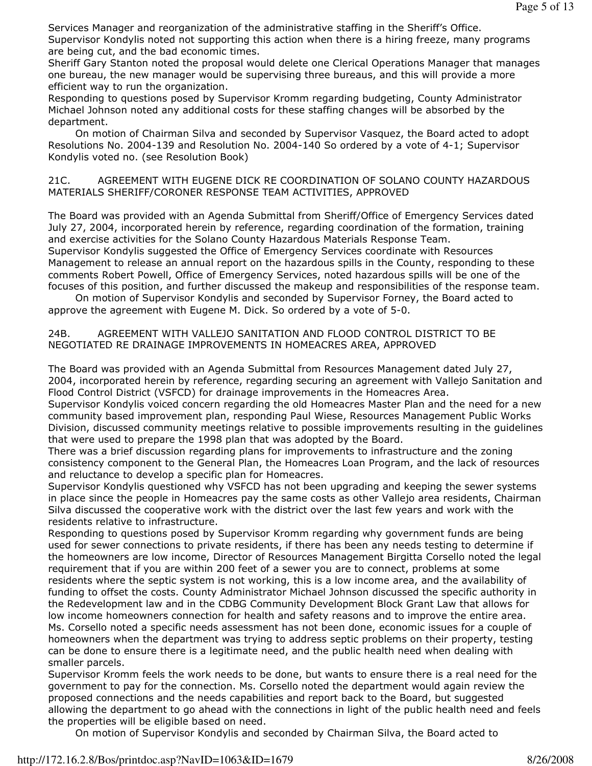Services Manager and reorganization of the administrative staffing in the Sheriff's Office.
Supervisor Kondylis noted not supporting this action when there is a hiring freeze, many programs are being cut, and the bad economic times.
Sheriff Gary Stanton noted the proposal would delete one Clerical Operations Manager that manages one bureau, the new manager would be supervising three bureaus, and this will provide a more efficient way to run the organization.
Responding to questions posed by Supervisor Kromm regarding budgeting, County Administrator Michael Johnson noted any additional costs for these staffing changes will be absorbed by the department.

On motion of Chairman Silva and seconded by Supervisor Vasquez, the Board acted to adopt Resolutions No. 2004-139 and Resolution No. 2004-140 So ordered by a vote of 4-1; Supervisor Kondylis voted no. (see Resolution Book)

21C. AGREEMENT WITH EUGENE DICK RE COORDINATION OF SOLANO COUNTY HAZARDOUS MATERIALS SHERIFF/CORONER RESPONSE TEAM ACTIVITIES, APPROVED

The Board was provided with an Agenda Submittal from Sheriff/Office of Emergency Services dated July 27, 2004, incorporated herein by reference, regarding coordination of the formation, training and exercise activities for the Solano County Hazardous Materials Response Team.
Supervisor Kondylis suggested the Office of Emergency Services coordinate with Resources Management to release an annual report on the hazardous spills in the County, responding to these comments Robert Powell, Office of Emergency Services, noted hazardous spills will be one of the focuses of this position, and further discussed the makeup and responsibilities of the response team.

On motion of Supervisor Kondylis and seconded by Supervisor Forney, the Board acted to approve the agreement with Eugene M. Dick. So ordered by a vote of 5-0.

24B. AGREEMENT WITH VALLEJO SANITATION AND FLOOD CONTROL DISTRICT TO BE NEGOTIATED RE DRAINAGE IMPROVEMENTS IN HOMEACRES AREA, APPROVED

The Board was provided with an Agenda Submittal from Resources Management dated July 27, 2004, incorporated herein by reference, regarding securing an agreement with Vallejo Sanitation and Flood Control District (VSFCD) for drainage improvements in the Homeacres Area.
Supervisor Kondylis voiced concern regarding the old Homeacres Master Plan and the need for a new community based improvement plan, responding Paul Wiese, Resources Management Public Works Division, discussed community meetings relative to possible improvements resulting in the guidelines that were used to prepare the 1998 plan that was adopted by the Board.
There was a brief discussion regarding plans for improvements to infrastructure and the zoning consistency component to the General Plan, the Homeacres Loan Program, and the lack of resources and reluctance to develop a specific plan for Homeacres.
Supervisor Kondylis questioned why VSFCD has not been upgrading and keeping the sewer systems in place since the people in Homeacres pay the same costs as other Vallejo area residents, Chairman Silva discussed the cooperative work with the district over the last few years and work with the residents relative to infrastructure.
Responding to questions posed by Supervisor Kromm regarding why government funds are being used for sewer connections to private residents, if there has been any needs testing to determine if the homeowners are low income, Director of Resources Management Birgitta Corsello noted the legal requirement that if you are within 200 feet of a sewer you are to connect, problems at some residents where the septic system is not working, this is a low income area, and the availability of funding to offset the costs. County Administrator Michael Johnson discussed the specific authority in the Redevelopment law and in the CDBG Community Development Block Grant Law that allows for low income homeowners connection for health and safety reasons and to improve the entire area.
Ms. Corsello noted a specific needs assessment has not been done, economic issues for a couple of homeowners when the department was trying to address septic problems on their property, testing can be done to ensure there is a legitimate need, and the public health need when dealing with smaller parcels.
Supervisor Kromm feels the work needs to be done, but wants to ensure there is a real need for the government to pay for the connection. Ms. Corsello noted the department would again review the proposed connections and the needs capabilities and report back to the Board, but suggested allowing the department to go ahead with the connections in light of the public health need and feels the properties will be eligible based on need.

On motion of Supervisor Kondylis and seconded by Chairman Silva, the Board acted to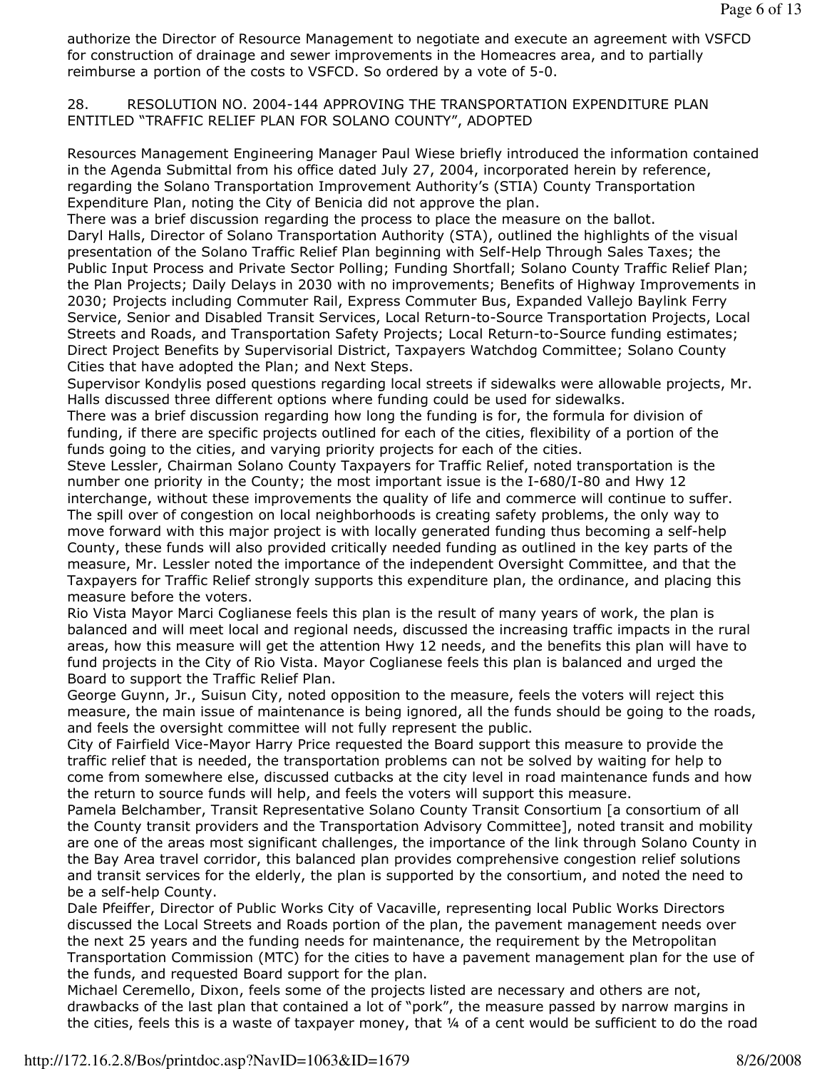authorize the Director of Resource Management to negotiate and execute an agreement with VSFCD for construction of drainage and sewer improvements in the Homeacres area, and to partially reimburse a portion of the costs to VSFCD. So ordered by a vote of 5-0.

28. RESOLUTION NO. 2004-144 APPROVING THE TRANSPORTATION EXPENDITURE PLAN ENTITLED "TRAFFIC RELIEF PLAN FOR SOLANO COUNTY", ADOPTED

Resources Management Engineering Manager Paul Wiese briefly introduced the information contained in the Agenda Submittal from his office dated July 27, 2004, incorporated herein by reference, regarding the Solano Transportation Improvement Authority's (STIA) County Transportation Expenditure Plan, noting the City of Benicia did not approve the plan.

There was a brief discussion regarding the process to place the measure on the ballot.

Daryl Halls, Director of Solano Transportation Authority (STA), outlined the highlights of the visual presentation of the Solano Traffic Relief Plan beginning with Self-Help Through Sales Taxes; the Public Input Process and Private Sector Polling; Funding Shortfall; Solano County Traffic Relief Plan; the Plan Projects; Daily Delays in 2030 with no improvements; Benefits of Highway Improvements in 2030; Projects including Commuter Rail, Express Commuter Bus, Expanded Vallejo Baylink Ferry Service, Senior and Disabled Transit Services, Local Return-to-Source Transportation Projects, Local Streets and Roads, and Transportation Safety Projects; Local Return-to-Source funding estimates; Direct Project Benefits by Supervisorial District, Taxpayers Watchdog Committee; Solano County Cities that have adopted the Plan; and Next Steps.

Supervisor Kondylis posed questions regarding local streets if sidewalks were allowable projects, Mr. Halls discussed three different options where funding could be used for sidewalks.

There was a brief discussion regarding how long the funding is for, the formula for division of funding, if there are specific projects outlined for each of the cities, flexibility of a portion of the funds going to the cities, and varying priority projects for each of the cities.

Steve Lessler, Chairman Solano County Taxpayers for Traffic Relief, noted transportation is the number one priority in the County; the most important issue is the I-680/I-80 and Hwy 12 interchange, without these improvements the quality of life and commerce will continue to suffer. The spill over of congestion on local neighborhoods is creating safety problems, the only way to move forward with this major project is with locally generated funding thus becoming a self-help County, these funds will also provided critically needed funding as outlined in the key parts of the measure, Mr. Lessler noted the importance of the independent Oversight Committee, and that the Taxpayers for Traffic Relief strongly supports this expenditure plan, the ordinance, and placing this measure before the voters.

Rio Vista Mayor Marci Coglianese feels this plan is the result of many years of work, the plan is balanced and will meet local and regional needs, discussed the increasing traffic impacts in the rural areas, how this measure will get the attention Hwy 12 needs, and the benefits this plan will have to fund projects in the City of Rio Vista. Mayor Coglianese feels this plan is balanced and urged the Board to support the Traffic Relief Plan.

George Guynn, Jr., Suisun City, noted opposition to the measure, feels the voters will reject this measure, the main issue of maintenance is being ignored, all the funds should be going to the roads, and feels the oversight committee will not fully represent the public.

City of Fairfield Vice-Mayor Harry Price requested the Board support this measure to provide the traffic relief that is needed, the transportation problems can not be solved by waiting for help to come from somewhere else, discussed cutbacks at the city level in road maintenance funds and how the return to source funds will help, and feels the voters will support this measure.

Pamela Belchamber, Transit Representative Solano County Transit Consortium [a consortium of all the County transit providers and the Transportation Advisory Committee], noted transit and mobility are one of the areas most significant challenges, the importance of the link through Solano County in the Bay Area travel corridor, this balanced plan provides comprehensive congestion relief solutions and transit services for the elderly, the plan is supported by the consortium, and noted the need to be a self-help County.

Dale Pfeiffer, Director of Public Works City of Vacaville, representing local Public Works Directors discussed the Local Streets and Roads portion of the plan, the pavement management needs over the next 25 years and the funding needs for maintenance, the requirement by the Metropolitan Transportation Commission (MTC) for the cities to have a pavement management plan for the use of the funds, and requested Board support for the plan.

Michael Ceremello, Dixon, feels some of the projects listed are necessary and others are not, drawbacks of the last plan that contained a lot of "pork", the measure passed by narrow margins in the cities, feels this is a waste of taxpayer money, that ¼ of a cent would be sufficient to do the road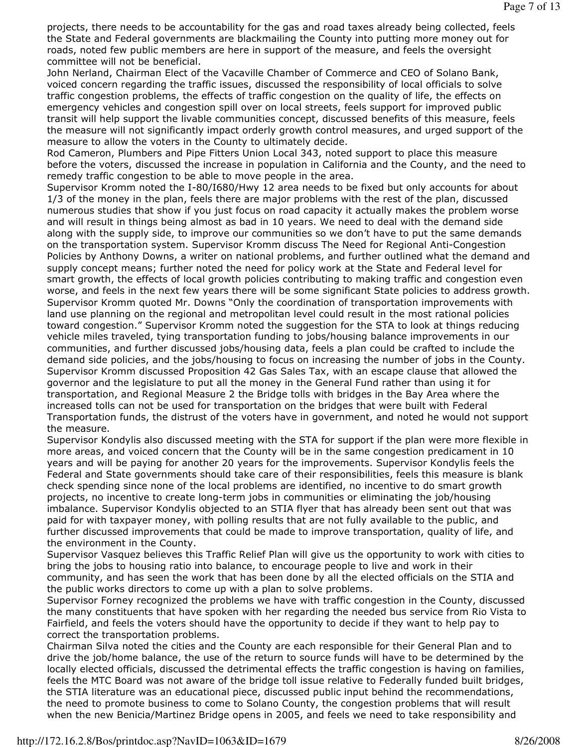projects, there needs to be accountability for the gas and road taxes already being collected, feels the State and Federal governments are blackmailing the County into putting more money out for roads, noted few public members are here in support of the measure, and feels the oversight committee will not be beneficial.

John Nerland, Chairman Elect of the Vacaville Chamber of Commerce and CEO of Solano Bank, voiced concern regarding the traffic issues, discussed the responsibility of local officials to solve traffic congestion problems, the effects of traffic congestion on the quality of life, the effects on emergency vehicles and congestion spill over on local streets, feels support for improved public transit will help support the livable communities concept, discussed benefits of this measure, feels the measure will not significantly impact orderly growth control measures, and urged support of the measure to allow the voters in the County to ultimately decide.

Rod Cameron, Plumbers and Pipe Fitters Union Local 343, noted support to place this measure before the voters, discussed the increase in population in California and the County, and the need to remedy traffic congestion to be able to move people in the area.

Supervisor Kromm noted the I-80/I680/Hwy 12 area needs to be fixed but only accounts for about 1/3 of the money in the plan, feels there are major problems with the rest of the plan, discussed numerous studies that show if you just focus on road capacity it actually makes the problem worse and will result in things being almost as bad in 10 years. We need to deal with the demand side along with the supply side, to improve our communities so we don't have to put the same demands on the transportation system. Supervisor Kromm discuss The Need for Regional Anti-Congestion Policies by Anthony Downs, a writer on national problems, and further outlined what the demand and supply concept means; further noted the need for policy work at the State and Federal level for smart growth, the effects of local growth policies contributing to making traffic and congestion even worse, and feels in the next few years there will be some significant State policies to address growth. Supervisor Kromm quoted Mr. Downs "Only the coordination of transportation improvements with land use planning on the regional and metropolitan level could result in the most rational policies toward congestion." Supervisor Kromm noted the suggestion for the STA to look at things reducing vehicle miles traveled, tying transportation funding to jobs/housing balance improvements in our communities, and further discussed jobs/housing data, feels a plan could be crafted to include the demand side policies, and the jobs/housing to focus on increasing the number of jobs in the County. Supervisor Kromm discussed Proposition 42 Gas Sales Tax, with an escape clause that allowed the governor and the legislature to put all the money in the General Fund rather than using it for transportation, and Regional Measure 2 the Bridge tolls with bridges in the Bay Area where the increased tolls can not be used for transportation on the bridges that were built with Federal Transportation funds, the distrust of the voters have in government, and noted he would not support the measure.

Supervisor Kondylis also discussed meeting with the STA for support if the plan were more flexible in more areas, and voiced concern that the County will be in the same congestion predicament in 10 years and will be paying for another 20 years for the improvements. Supervisor Kondylis feels the Federal and State governments should take care of their responsibilities, feels this measure is blank check spending since none of the local problems are identified, no incentive to do smart growth projects, no incentive to create long-term jobs in communities or eliminating the job/housing imbalance. Supervisor Kondylis objected to an STIA flyer that has already been sent out that was paid for with taxpayer money, with polling results that are not fully available to the public, and further discussed improvements that could be made to improve transportation, quality of life, and the environment in the County.

Supervisor Vasquez believes this Traffic Relief Plan will give us the opportunity to work with cities to bring the jobs to housing ratio into balance, to encourage people to live and work in their community, and has seen the work that has been done by all the elected officials on the STIA and the public works directors to come up with a plan to solve problems.

Supervisor Forney recognized the problems we have with traffic congestion in the County, discussed the many constituents that have spoken with her regarding the needed bus service from Rio Vista to Fairfield, and feels the voters should have the opportunity to decide if they want to help pay to correct the transportation problems.

Chairman Silva noted the cities and the County are each responsible for their General Plan and to drive the job/home balance, the use of the return to source funds will have to be determined by the locally elected officials, discussed the detrimental effects the traffic congestion is having on families, feels the MTC Board was not aware of the bridge toll issue relative to Federally funded built bridges, the STIA literature was an educational piece, discussed public input behind the recommendations, the need to promote business to come to Solano County, the congestion problems that will result when the new Benicia/Martinez Bridge opens in 2005, and feels we need to take responsibility and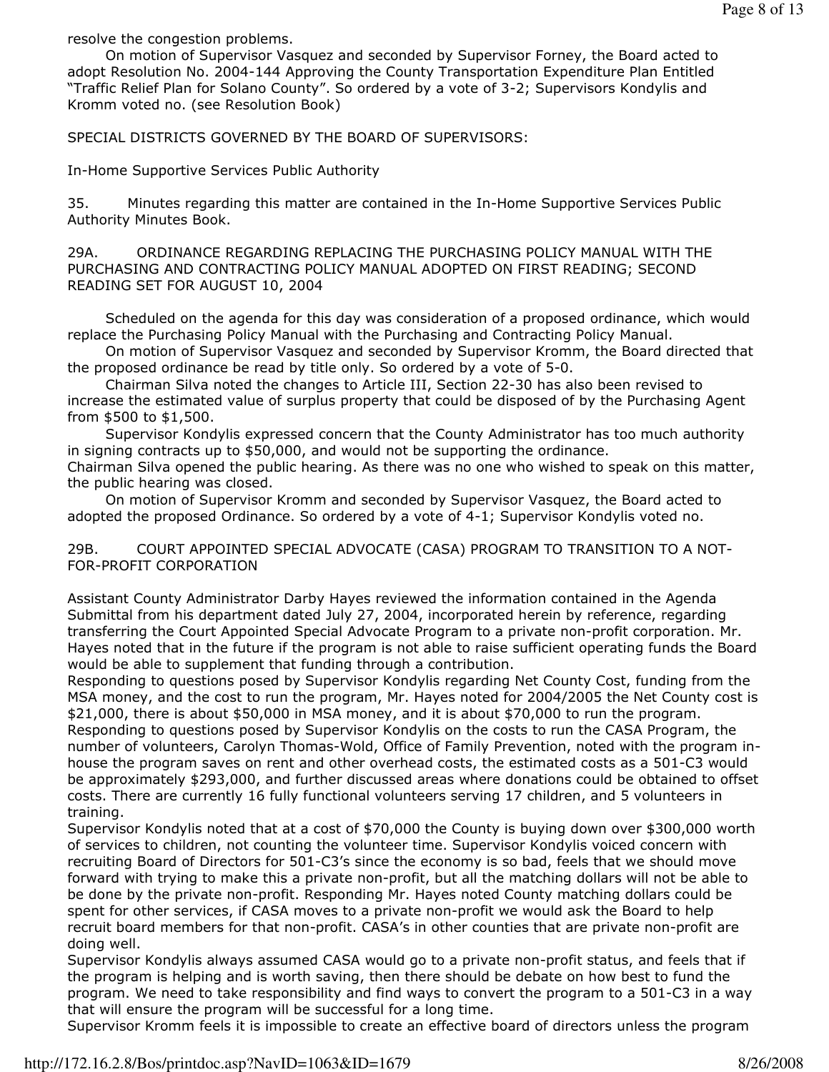resolve the congestion problems.

On motion of Supervisor Vasquez and seconded by Supervisor Forney, the Board acted to adopt Resolution No. 2004-144 Approving the County Transportation Expenditure Plan Entitled "Traffic Relief Plan for Solano County". So ordered by a vote of 3-2; Supervisors Kondylis and Kromm voted no. (see Resolution Book)

SPECIAL DISTRICTS GOVERNED BY THE BOARD OF SUPERVISORS:

In-Home Supportive Services Public Authority

35. Minutes regarding this matter are contained in the In-Home Supportive Services Public Authority Minutes Book.

29A. ORDINANCE REGARDING REPLACING THE PURCHASING POLICY MANUAL WITH THE PURCHASING AND CONTRACTING POLICY MANUAL ADOPTED ON FIRST READING; SECOND READING SET FOR AUGUST 10, 2004

Scheduled on the agenda for this day was consideration of a proposed ordinance, which would replace the Purchasing Policy Manual with the Purchasing and Contracting Policy Manual.

On motion of Supervisor Vasquez and seconded by Supervisor Kromm, the Board directed that the proposed ordinance be read by title only. So ordered by a vote of 5-0.

Chairman Silva noted the changes to Article III, Section 22-30 has also been revised to increase the estimated value of surplus property that could be disposed of by the Purchasing Agent from $500 to $1,500.

Supervisor Kondylis expressed concern that the County Administrator has too much authority in signing contracts up to $50,000, and would not be supporting the ordinance.

Chairman Silva opened the public hearing. As there was no one who wished to speak on this matter, the public hearing was closed.

On motion of Supervisor Kromm and seconded by Supervisor Vasquez, the Board acted to adopted the proposed Ordinance. So ordered by a vote of 4-1; Supervisor Kondylis voted no.

29B. COURT APPOINTED SPECIAL ADVOCATE (CASA) PROGRAM TO TRANSITION TO A NOT-FOR-PROFIT CORPORATION

Assistant County Administrator Darby Hayes reviewed the information contained in the Agenda Submittal from his department dated July 27, 2004, incorporated herein by reference, regarding transferring the Court Appointed Special Advocate Program to a private non-profit corporation. Mr. Hayes noted that in the future if the program is not able to raise sufficient operating funds the Board would be able to supplement that funding through a contribution.

Responding to questions posed by Supervisor Kondylis regarding Net County Cost, funding from the MSA money, and the cost to run the program, Mr. Hayes noted for 2004/2005 the Net County cost is $21,000, there is about $50,000 in MSA money, and it is about $70,000 to run the program.

Responding to questions posed by Supervisor Kondylis on the costs to run the CASA Program, the number of volunteers, Carolyn Thomas-Wold, Office of Family Prevention, noted with the program in-house the program saves on rent and other overhead costs, the estimated costs as a 501-C3 would be approximately $293,000, and further discussed areas where donations could be obtained to offset costs. There are currently 16 fully functional volunteers serving 17 children, and 5 volunteers in training.

Supervisor Kondylis noted that at a cost of $70,000 the County is buying down over $300,000 worth of services to children, not counting the volunteer time. Supervisor Kondylis voiced concern with recruiting Board of Directors for 501-C3's since the economy is so bad, feels that we should move forward with trying to make this a private non-profit, but all the matching dollars will not be able to be done by the private non-profit. Responding Mr. Hayes noted County matching dollars could be spent for other services, if CASA moves to a private non-profit we would ask the Board to help recruit board members for that non-profit. CASA's in other counties that are private non-profit are doing well.

Supervisor Kondylis always assumed CASA would go to a private non-profit status, and feels that if the program is helping and is worth saving, then there should be debate on how best to fund the program. We need to take responsibility and find ways to convert the program to a 501-C3 in a way that will ensure the program will be successful for a long time.

Supervisor Kromm feels it is impossible to create an effective board of directors unless the program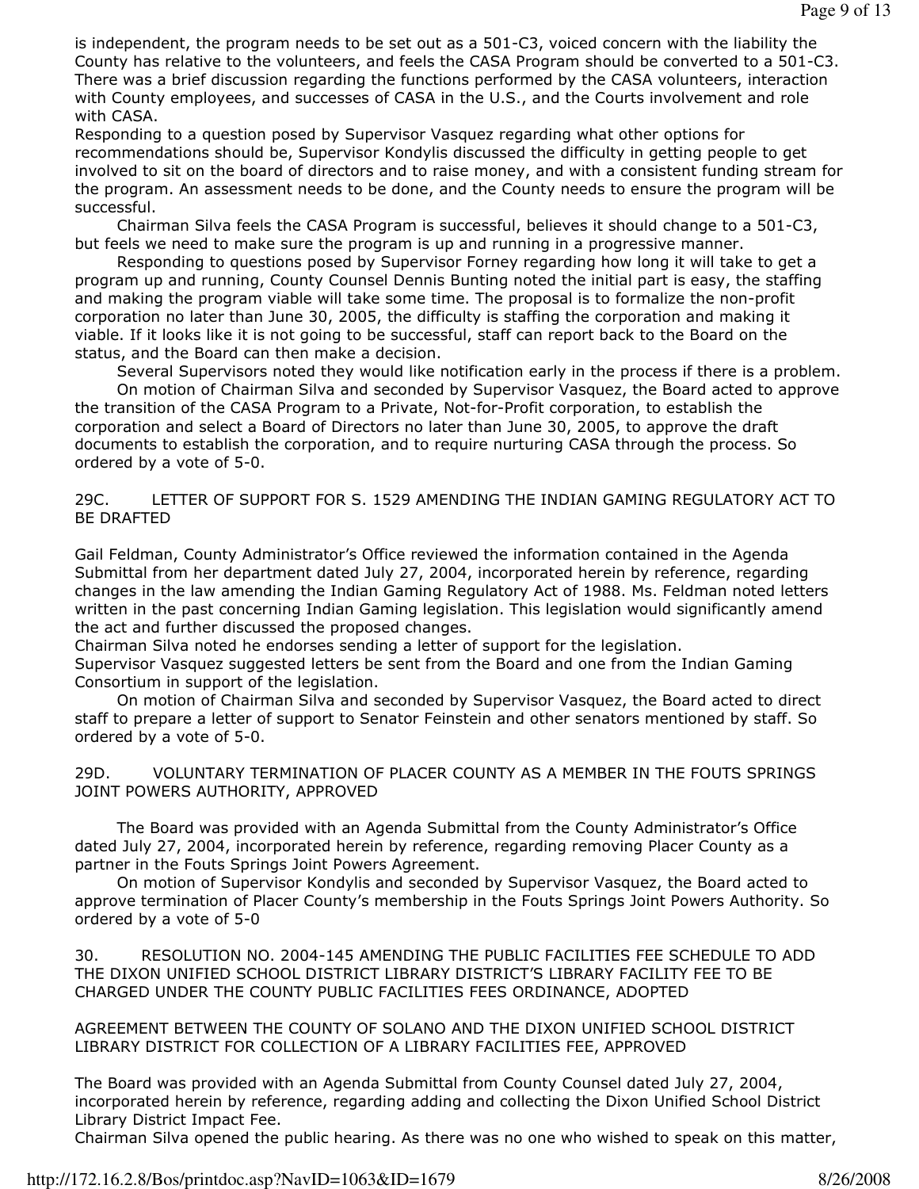is independent, the program needs to be set out as a 501-C3, voiced concern with the liability the County has relative to the volunteers, and feels the CASA Program should be converted to a 501-C3. There was a brief discussion regarding the functions performed by the CASA volunteers, interaction with County employees, and successes of CASA in the U.S., and the Courts involvement and role with CASA.

Responding to a question posed by Supervisor Vasquez regarding what other options for recommendations should be, Supervisor Kondylis discussed the difficulty in getting people to get involved to sit on the board of directors and to raise money, and with a consistent funding stream for the program. An assessment needs to be done, and the County needs to ensure the program will be successful.

Chairman Silva feels the CASA Program is successful, believes it should change to a 501-C3, but feels we need to make sure the program is up and running in a progressive manner.

Responding to questions posed by Supervisor Forney regarding how long it will take to get a program up and running, County Counsel Dennis Bunting noted the initial part is easy, the staffing and making the program viable will take some time. The proposal is to formalize the non-profit corporation no later than June 30, 2005, the difficulty is staffing the corporation and making it viable. If it looks like it is not going to be successful, staff can report back to the Board on the status, and the Board can then make a decision.

Several Supervisors noted they would like notification early in the process if there is a problem.

On motion of Chairman Silva and seconded by Supervisor Vasquez, the Board acted to approve the transition of the CASA Program to a Private, Not-for-Profit corporation, to establish the corporation and select a Board of Directors no later than June 30, 2005, to approve the draft documents to establish the corporation, and to require nurturing CASA through the process. So ordered by a vote of 5-0.

29C. LETTER OF SUPPORT FOR S. 1529 AMENDING THE INDIAN GAMING REGULATORY ACT TO BE DRAFTED

Gail Feldman, County Administrator's Office reviewed the information contained in the Agenda Submittal from her department dated July 27, 2004, incorporated herein by reference, regarding changes in the law amending the Indian Gaming Regulatory Act of 1988. Ms. Feldman noted letters written in the past concerning Indian Gaming legislation. This legislation would significantly amend the act and further discussed the proposed changes.

Chairman Silva noted he endorses sending a letter of support for the legislation.

Supervisor Vasquez suggested letters be sent from the Board and one from the Indian Gaming Consortium in support of the legislation.

On motion of Chairman Silva and seconded by Supervisor Vasquez, the Board acted to direct staff to prepare a letter of support to Senator Feinstein and other senators mentioned by staff. So ordered by a vote of 5-0.

29D. VOLUNTARY TERMINATION OF PLACER COUNTY AS A MEMBER IN THE FOUTS SPRINGS JOINT POWERS AUTHORITY, APPROVED

The Board was provided with an Agenda Submittal from the County Administrator's Office dated July 27, 2004, incorporated herein by reference, regarding removing Placer County as a partner in the Fouts Springs Joint Powers Agreement.

On motion of Supervisor Kondylis and seconded by Supervisor Vasquez, the Board acted to approve termination of Placer County's membership in the Fouts Springs Joint Powers Authority. So ordered by a vote of 5-0

30. RESOLUTION NO. 2004-145 AMENDING THE PUBLIC FACILITIES FEE SCHEDULE TO ADD THE DIXON UNIFIED SCHOOL DISTRICT LIBRARY DISTRICT'S LIBRARY FACILITY FEE TO BE CHARGED UNDER THE COUNTY PUBLIC FACILITIES FEES ORDINANCE, ADOPTED

AGREEMENT BETWEEN THE COUNTY OF SOLANO AND THE DIXON UNIFIED SCHOOL DISTRICT LIBRARY DISTRICT FOR COLLECTION OF A LIBRARY FACILITIES FEE, APPROVED

The Board was provided with an Agenda Submittal from County Counsel dated July 27, 2004, incorporated herein by reference, regarding adding and collecting the Dixon Unified School District Library District Impact Fee.

Chairman Silva opened the public hearing. As there was no one who wished to speak on this matter,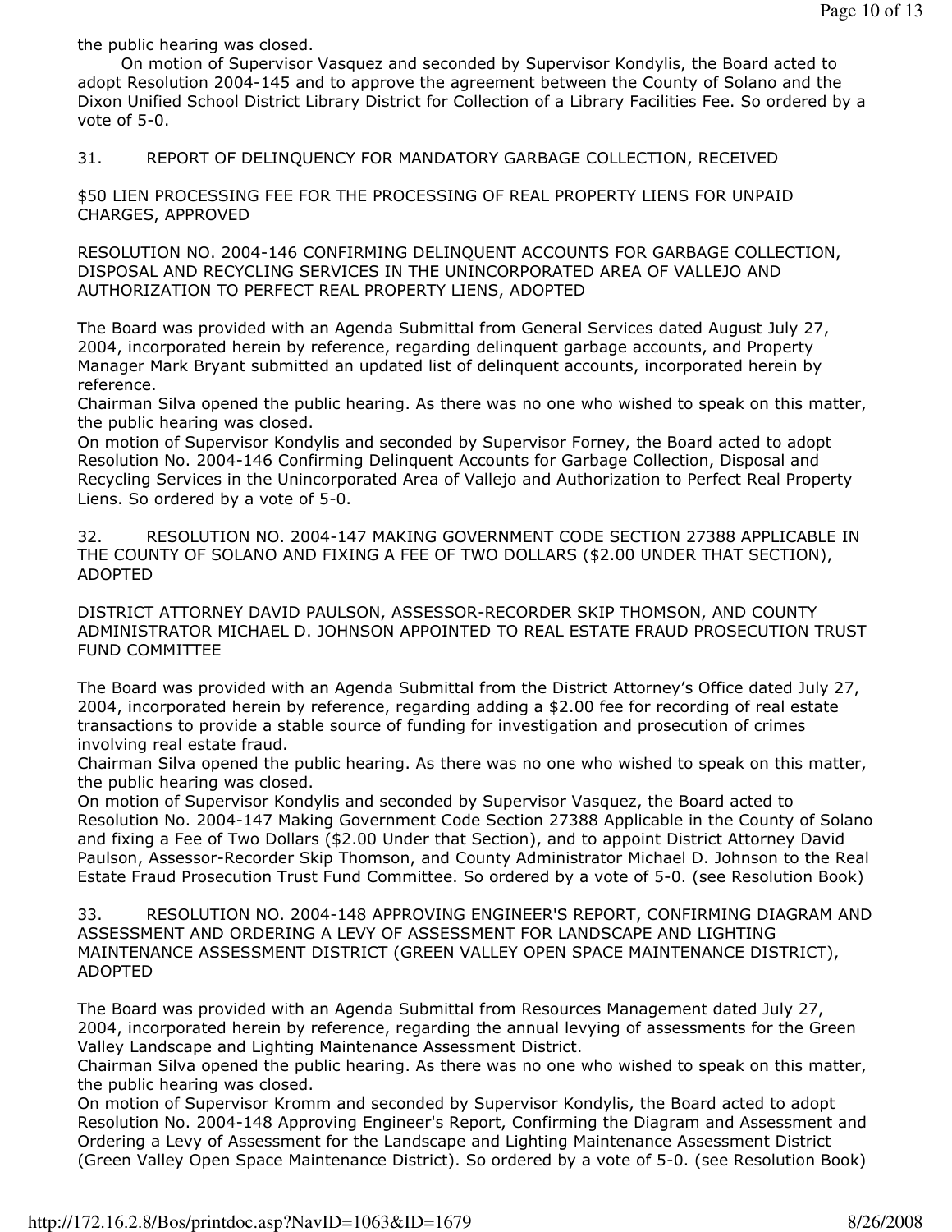the public hearing was closed.

On motion of Supervisor Vasquez and seconded by Supervisor Kondylis, the Board acted to adopt Resolution 2004-145 and to approve the agreement between the County of Solano and the Dixon Unified School District Library District for Collection of a Library Facilities Fee. So ordered by a vote of 5-0.

31. REPORT OF DELINQUENCY FOR MANDATORY GARBAGE COLLECTION, RECEIVED

$50 LIEN PROCESSING FEE FOR THE PROCESSING OF REAL PROPERTY LIENS FOR UNPAID CHARGES, APPROVED

RESOLUTION NO. 2004-146 CONFIRMING DELINQUENT ACCOUNTS FOR GARBAGE COLLECTION, DISPOSAL AND RECYCLING SERVICES IN THE UNINCORPORATED AREA OF VALLEJO AND AUTHORIZATION TO PERFECT REAL PROPERTY LIENS, ADOPTED

The Board was provided with an Agenda Submittal from General Services dated August July 27, 2004, incorporated herein by reference, regarding delinquent garbage accounts, and Property Manager Mark Bryant submitted an updated list of delinquent accounts, incorporated herein by reference.

Chairman Silva opened the public hearing. As there was no one who wished to speak on this matter, the public hearing was closed.

On motion of Supervisor Kondylis and seconded by Supervisor Forney, the Board acted to adopt Resolution No. 2004-146 Confirming Delinquent Accounts for Garbage Collection, Disposal and Recycling Services in the Unincorporated Area of Vallejo and Authorization to Perfect Real Property Liens. So ordered by a vote of 5-0.

32. RESOLUTION NO. 2004-147 MAKING GOVERNMENT CODE SECTION 27388 APPLICABLE IN THE COUNTY OF SOLANO AND FIXING A FEE OF TWO DOLLARS ($2.00 UNDER THAT SECTION), ADOPTED

DISTRICT ATTORNEY DAVID PAULSON, ASSESSOR-RECORDER SKIP THOMSON, AND COUNTY ADMINISTRATOR MICHAEL D. JOHNSON APPOINTED TO REAL ESTATE FRAUD PROSECUTION TRUST FUND COMMITTEE

The Board was provided with an Agenda Submittal from the District Attorney's Office dated July 27, 2004, incorporated herein by reference, regarding adding a $2.00 fee for recording of real estate transactions to provide a stable source of funding for investigation and prosecution of crimes involving real estate fraud.

Chairman Silva opened the public hearing. As there was no one who wished to speak on this matter, the public hearing was closed.

On motion of Supervisor Kondylis and seconded by Supervisor Vasquez, the Board acted to Resolution No. 2004-147 Making Government Code Section 27388 Applicable in the County of Solano and fixing a Fee of Two Dollars ($2.00 Under that Section), and to appoint District Attorney David Paulson, Assessor-Recorder Skip Thomson, and County Administrator Michael D. Johnson to the Real Estate Fraud Prosecution Trust Fund Committee. So ordered by a vote of 5-0. (see Resolution Book)

33. RESOLUTION NO. 2004-148 APPROVING ENGINEER'S REPORT, CONFIRMING DIAGRAM AND ASSESSMENT AND ORDERING A LEVY OF ASSESSMENT FOR LANDSCAPE AND LIGHTING MAINTENANCE ASSESSMENT DISTRICT (GREEN VALLEY OPEN SPACE MAINTENANCE DISTRICT), ADOPTED

The Board was provided with an Agenda Submittal from Resources Management dated July 27, 2004, incorporated herein by reference, regarding the annual levying of assessments for the Green Valley Landscape and Lighting Maintenance Assessment District.

Chairman Silva opened the public hearing. As there was no one who wished to speak on this matter, the public hearing was closed.

On motion of Supervisor Kromm and seconded by Supervisor Kondylis, the Board acted to adopt Resolution No. 2004-148 Approving Engineer's Report, Confirming the Diagram and Assessment and Ordering a Levy of Assessment for the Landscape and Lighting Maintenance Assessment District (Green Valley Open Space Maintenance District). So ordered by a vote of 5-0. (see Resolution Book)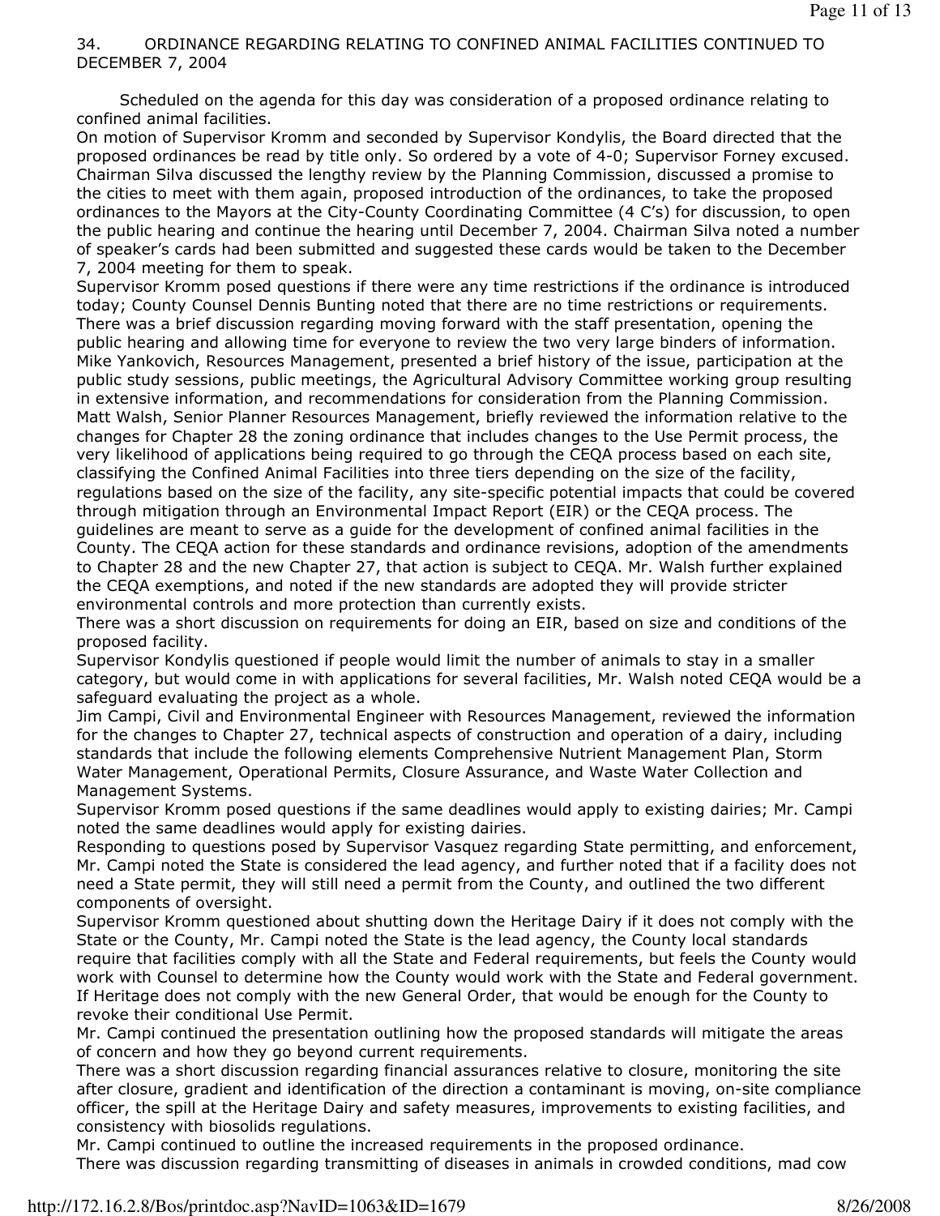## 34. ORDINANCE REGARDING RELATING TO CONFINED ANIMAL FACILITIES CONTINUED TO DECEMBER 7, 2004

Scheduled on the agenda for this day was consideration of a proposed ordinance relating to confined animal facilities.

On motion of Supervisor Kromm and seconded by Supervisor Kondylis, the Board directed that the proposed ordinances be read by title only. So ordered by a vote of 4-0; Supervisor Forney excused.

Chairman Silva discussed the lengthy review by the Planning Commission, discussed a promise to the cities to meet with them again, proposed introduction of the ordinances, to take the proposed ordinances to the Mayors at the City-County Coordinating Committee (4 C's) for discussion, to open the public hearing and continue the hearing until December 7, 2004. Chairman Silva noted a number of speaker's cards had been submitted and suggested these cards would be taken to the December 7, 2004 meeting for them to speak.

Supervisor Kromm posed questions if there were any time restrictions if the ordinance is introduced today; County Counsel Dennis Bunting noted that there are no time restrictions or requirements.

There was a brief discussion regarding moving forward with the staff presentation, opening the public hearing and allowing time for everyone to review the two very large binders of information.

Mike Yankovich, Resources Management, presented a brief history of the issue, participation at the public study sessions, public meetings, the Agricultural Advisory Committee working group resulting in extensive information, and recommendations for consideration from the Planning Commission.

Matt Walsh, Senior Planner Resources Management, briefly reviewed the information relative to the changes for Chapter 28 the zoning ordinance that includes changes to the Use Permit process, the very likelihood of applications being required to go through the CEQA process based on each site, classifying the Confined Animal Facilities into three tiers depending on the size of the facility, regulations based on the size of the facility, any site-specific potential impacts that could be covered through mitigation through an Environmental Impact Report (EIR) or the CEQA process. The guidelines are meant to serve as a guide for the development of confined animal facilities in the County. The CEQA action for these standards and ordinance revisions, adoption of the amendments to Chapter 28 and the new Chapter 27, that action is subject to CEQA. Mr. Walsh further explained the CEQA exemptions, and noted if the new standards are adopted they will provide stricter environmental controls and more protection than currently exists.

There was a short discussion on requirements for doing an EIR, based on size and conditions of the proposed facility.

Supervisor Kondylis questioned if people would limit the number of animals to stay in a smaller category, but would come in with applications for several facilities, Mr. Walsh noted CEQA would be a safeguard evaluating the project as a whole.

Jim Campi, Civil and Environmental Engineer with Resources Management, reviewed the information for the changes to Chapter 27, technical aspects of construction and operation of a dairy, including standards that include the following elements Comprehensive Nutrient Management Plan, Storm Water Management, Operational Permits, Closure Assurance, and Waste Water Collection and Management Systems.

Supervisor Kromm posed questions if the same deadlines would apply to existing dairies; Mr. Campi noted the same deadlines would apply for existing dairies.

Responding to questions posed by Supervisor Vasquez regarding State permitting, and enforcement, Mr. Campi noted the State is considered the lead agency, and further noted that if a facility does not need a State permit, they will still need a permit from the County, and outlined the two different components of oversight.

Supervisor Kromm questioned about shutting down the Heritage Dairy if it does not comply with the State or the County, Mr. Campi noted the State is the lead agency, the County local standards require that facilities comply with all the State and Federal requirements, but feels the County would work with Counsel to determine how the County would work with the State and Federal government. If Heritage does not comply with the new General Order, that would be enough for the County to revoke their conditional Use Permit.

Mr. Campi continued the presentation outlining how the proposed standards will mitigate the areas of concern and how they go beyond current requirements.

There was a short discussion regarding financial assurances relative to closure, monitoring the site after closure, gradient and identification of the direction a contaminant is moving, on-site compliance officer, the spill at the Heritage Dairy and safety measures, improvements to existing facilities, and consistency with biosolids regulations.

Mr. Campi continued to outline the increased requirements in the proposed ordinance.

There was discussion regarding transmitting of diseases in animals in crowded conditions, mad cow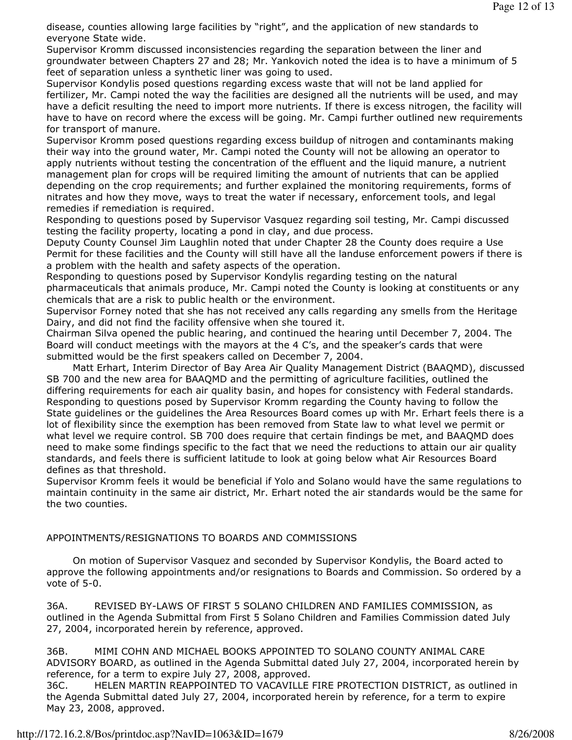disease, counties allowing large facilities by "right", and the application of new standards to everyone State wide.
Supervisor Kromm discussed inconsistencies regarding the separation between the liner and groundwater between Chapters 27 and 28; Mr. Yankovich noted the idea is to have a minimum of 5 feet of separation unless a synthetic liner was going to used.
Supervisor Kondylis posed questions regarding excess waste that will not be land applied for fertilizer, Mr. Campi noted the way the facilities are designed all the nutrients will be used, and may have a deficit resulting the need to import more nutrients. If there is excess nitrogen, the facility will have to have on record where the excess will be going. Mr. Campi further outlined new requirements for transport of manure.
Supervisor Kromm posed questions regarding excess buildup of nitrogen and contaminants making their way into the ground water, Mr. Campi noted the County will not be allowing an operator to apply nutrients without testing the concentration of the effluent and the liquid manure, a nutrient management plan for crops will be required limiting the amount of nutrients that can be applied depending on the crop requirements; and further explained the monitoring requirements, forms of nitrates and how they move, ways to treat the water if necessary, enforcement tools, and legal remedies if remediation is required.
Responding to questions posed by Supervisor Vasquez regarding soil testing, Mr. Campi discussed testing the facility property, locating a pond in clay, and due process.
Deputy County Counsel Jim Laughlin noted that under Chapter 28 the County does require a Use Permit for these facilities and the County will still have all the landuse enforcement powers if there is a problem with the health and safety aspects of the operation.
Responding to questions posed by Supervisor Kondylis regarding testing on the natural pharmaceuticals that animals produce, Mr. Campi noted the County is looking at constituents or any chemicals that are a risk to public health or the environment.
Supervisor Forney noted that she has not received any calls regarding any smells from the Heritage Dairy, and did not find the facility offensive when she toured it.
Chairman Silva opened the public hearing, and continued the hearing until December 7, 2004. The Board will conduct meetings with the mayors at the 4 C's, and the speaker's cards that were submitted would be the first speakers called on December 7, 2004.

Matt Erhart, Interim Director of Bay Area Air Quality Management District (BAAQMD), discussed SB 700 and the new area for BAAQMD and the permitting of agriculture facilities, outlined the differing requirements for each air quality basin, and hopes for consistency with Federal standards.
Responding to questions posed by Supervisor Kromm regarding the County having to follow the State guidelines or the guidelines the Area Resources Board comes up with Mr. Erhart feels there is a lot of flexibility since the exemption has been removed from State law to what level we permit or what level we require control. SB 700 does require that certain findings be met, and BAAQMD does need to make some findings specific to the fact that we need the reductions to attain our air quality standards, and feels there is sufficient latitude to look at going below what Air Resources Board defines as that threshold.
Supervisor Kromm feels it would be beneficial if Yolo and Solano would have the same regulations to maintain continuity in the same air district, Mr. Erhart noted the air standards would be the same for the two counties.

APPOINTMENTS/RESIGNATIONS TO BOARDS AND COMMISSIONS

On motion of Supervisor Vasquez and seconded by Supervisor Kondylis, the Board acted to approve the following appointments and/or resignations to Boards and Commission. So ordered by a vote of 5-0.

36A. REVISED BY-LAWS OF FIRST 5 SOLANO CHILDREN AND FAMILIES COMMISSION, as outlined in the Agenda Submittal from First 5 Solano Children and Families Commission dated July 27, 2004, incorporated herein by reference, approved.

36B. MIMI COHN AND MICHAEL BOOKS APPOINTED TO SOLANO COUNTY ANIMAL CARE ADVISORY BOARD, as outlined in the Agenda Submittal dated July 27, 2004, incorporated herein by reference, for a term to expire July 27, 2008, approved.
36C. HELEN MARTIN REAPPOINTED TO VACAVILLE FIRE PROTECTION DISTRICT, as outlined in the Agenda Submittal dated July 27, 2004, incorporated herein by reference, for a term to expire May 23, 2008, approved.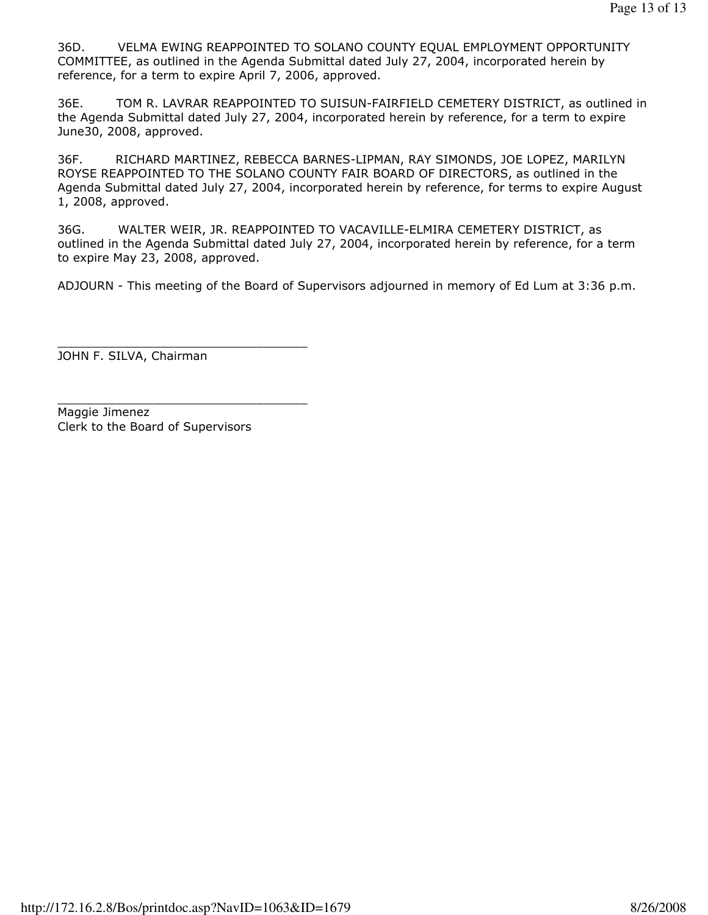36D. VELMA EWING REAPPOINTED TO SOLANO COUNTY EQUAL EMPLOYMENT OPPORTUNITY COMMITTEE, as outlined in the Agenda Submittal dated July 27, 2004, incorporated herein by reference, for a term to expire April 7, 2006, approved.

36E. TOM R. LAVRAR REAPPOINTED TO SUISUN-FAIRFIELD CEMETERY DISTRICT, as outlined in the Agenda Submittal dated July 27, 2004, incorporated herein by reference, for a term to expire June30, 2008, approved.

36F. RICHARD MARTINEZ, REBECCA BARNES-LIPMAN, RAY SIMONDS, JOE LOPEZ, MARILYN ROYSE REAPPOINTED TO THE SOLANO COUNTY FAIR BOARD OF DIRECTORS, as outlined in the Agenda Submittal dated July 27, 2004, incorporated herein by reference, for terms to expire August 1, 2008, approved.

36G. WALTER WEIR, JR. REAPPOINTED TO VACAVILLE-ELMIRA CEMETERY DISTRICT, as outlined in the Agenda Submittal dated July 27, 2004, incorporated herein by reference, for a term to expire May 23, 2008, approved.

ADJOURN - This meeting of the Board of Supervisors adjourned in memory of Ed Lum at 3:36 p.m.

\_\_\_\_\_\_\_\_\_\_\_\_\_\_\_\_\_\_\_\_\_\_\_\_\_\_\_\_\_\_\_\_\_\_

JOHN F. SILVA, Chairman

\_\_\_\_\_\_\_\_\_\_\_\_\_\_\_\_\_\_\_\_\_\_\_\_\_\_\_\_\_\_\_\_\_\_

Maggie Jimenez
Clerk to the Board of Supervisors